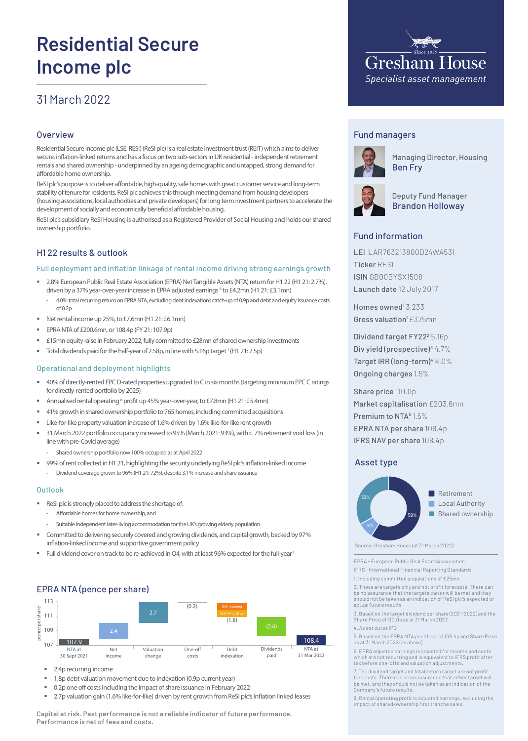# Residential Secure Income plc

## 31 March 2022

Gresham House
*Since 1857*
*Specialist asset management*

## Overview

Residential Secure Income plc (LSE: RESI) (ReSI plc) is a real estate investment trust (REIT) which aims to deliver secure, inflation-linked returns and has a focus on two sub-sectors in UK residential - independent retirement rentals and shared ownership - underpinned by an ageing demographic and untapped, strong demand for affordable home ownership.

ReSI plc's purpose is to deliver affordable, high-quality, safe homes with great customer service and long-term stability of tenure for residents. ReSI plc achieves this through meeting demand from housing developers (housing associations, local authorities and private developers) for long term investment partners to accelerate the development of socially and economically beneficial affordable housing.

ReSI plc's subsidiary ReSI Housing is authorised as a Registered Provider of Social Housing and holds our shared ownership portfolio.

## H1 22 results & outlook

### Full deployment and inflation linkage of rental income driving strong earnings growth

- 2.8% European Public Real Estate Association (EPRA) Net Tangible Assets (NTA) return for H1 22 (H1 21: 2.7%), driven by a 37% year-over-year increase in EPRA adjusted earnings[6] to £4.2mn (H1 21: £3.1mn)
  - 4.0% total recurring return on EPRA NTA, excluding debt indexations catch-up of 0.9p and debt and equity issuance costs of 0.2p
- Net rental income up 25%, to £7.6mn (H1 21: £6.1mn)
- EPRA NTA of £200.6mn, or 108.4p (FY 21: 107.9p)
- £15mn equity raise in February 2022, fully committed to £28mn of shared ownership investments
- Total dividends paid for the half-year of 2.58p, in line with 5.16p target[7] (H1 21: 2.5p)

### Operational and deployment highlights

- 40% of directly-rented EPC D-rated properties upgraded to C in six months (targeting minimum EPC C ratings for directly-rented portfolio by 2025)
- Annualised rental operating[8] profit up 45% year-over-year, to £7.8mn (H1 21: £5.4mn)
- 41% growth in shared ownership portfolio to 765 homes, including committed acquisitions
- Like-for-like property valuation increase of 1.6% driven by 1.6% like-for-like rent growth
- 31 March 2022 portfolio occupancy increased to 95% (March 2021: 93%), with c. 7% retirement void loss (in line with pre-Covid average)
  - Shared ownership portfolio now 100% occupied as at April 2022
- 99% of rent collected in H1 21, highlighting the security underlying ReSI plc's inflation-linked income
  - Dividend coverage grown to 96% (H1 21: 72%), despite 3.1% increase and share issuance

### Outlook

- ReSI plc is strongly placed to address the shortage of:
  - Affordable homes for home ownership, and
  - Suitable independent later-living accommodation for the UK's growing elderly population
- Committed to delivering securely covered and growing dividends, and capital growth, backed by 97% inflation-linked income and supportive government policy
- Full dividend cover on track to be re-achieved in Q4, with at least 96% expected for the full-year[7]

## EPRA NTA (pence per share)

| | NTA at 30 Sept 2021 | Net income | Valuation change | One-off costs | Debt indexation | Dividends paid | NTA at 31 Mar 2022 |
|---|---|---|---|---|---|---|---|
| pence per share | 107.9 | 2.4 | 2.7 | (0.2) | (1.8) [(0.9) recurring; (0.9) PY catch up] | (2.6) | 108.4 |

- 2.4p recurring income
- 1.8p debt valuation movement due to indexation (0.9p current year)
- 0.2p one off costs including the impact of share issuance in February 2022
- 2.7p valuation gain (1.6% like-for-like) driven by rent growth from ReSI plc's inflation linked leases

**Capital at risk. Past performance is not a reliable indicator of future performance. Performance is net of fees and costs.**

## Fund managers

Managing Director, Housing
**Ben Fry**

Deputy Fund Manager
**Brandon Holloway**

## Fund information

**LEI** LAR763213800D24WA531
**Ticker** RESI
**ISIN** GB00BYSX1508
**Launch date** 12 July 2017

**Homes owned**[1] 3,233
**Gross valuation**[1] £375mn

**Dividend target FY22**[2] 5.16p
**Div yield (prospective)**[3] 4.7%
**Target IRR (long-term)**[4] 8.0%
**Ongoing charges** 1.5%

**Share price** 110.0p
**Market capitalisation** £203.6mn
**Premium to NTA**[5] 1.5%
**EPRA NTA per share** 108.4p
**IFRS NAV per share** 108.4p

## Asset type

| Asset type | % |
|---|---|
| Retirement | 59% |
| Local Authority | 8% |
| Shared ownership | 33% |

Source: Gresham House (at 31 March 2022)

EPRA - European Public Real EstateAssociation
IFRS - International Financial Reporting Standards

1. Including committed acquisitions of £25mn
2. These are targets only and not profit forecasts. There can be no assurance that the targets can or will be met and they should not be taken as an indication of ReSI plc's expected or actual future results
3. Based on the target dividend per share (2021-2022) and the Share Price of 110.0p as at 31 March 2022
4. As set out at IPO
5. Based on the EPRA NTA per Share of 108.4p and Share Price as at 31 March 2022 (as above)
6. EPRA adjusted earnings is adjusted for income and costs which are not recurring and is equivalent to IFRS profit after tax before one-offs and valuation adjustments.
7. The dividend target and total return target are not profit forecasts. There can be no assurance that either target will be met, and they should not be taken as an indication of the Company's future results.
8. Rental operating profit is adjusted earnings, excluding the impact of shared ownership first tranche sales.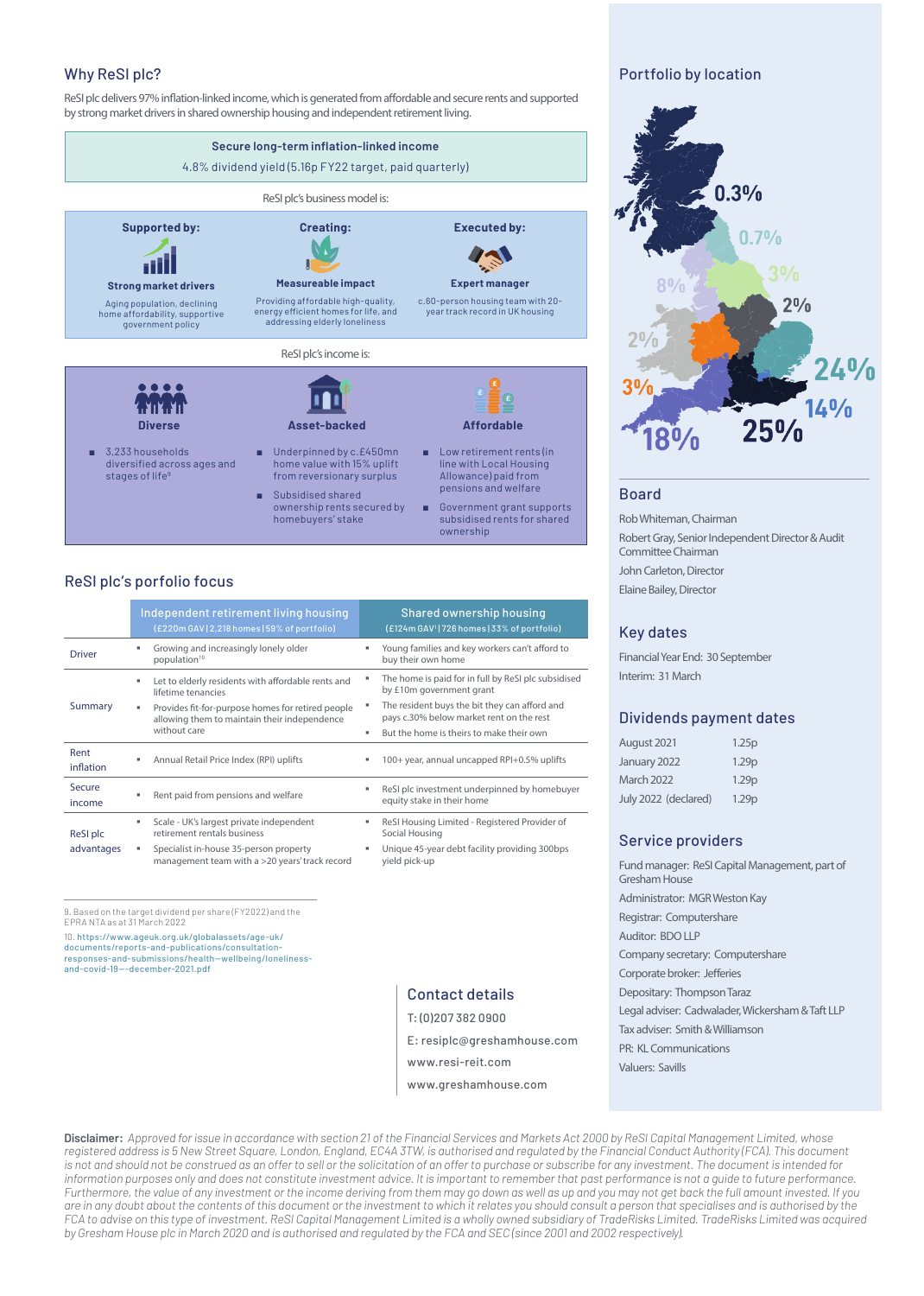## Why ReSI plc?

ReSI plc delivers 97% inflation-linked income, which is generated from affordable and secure rents and supported by strong market drivers in shared ownership housing and independent retirement living.

**Secure long-term inflation-linked income**

4.8% dividend yield (5.16p FY22 target, paid quarterly)

ReSI plc's business model is:

**Supported by:**

**Strong market drivers**

Aging population, declining home affordability, supportive government policy

**Creating:**

**Measureable impact**

Providing affordable high-quality, energy efficient homes for life, and addressing elderly loneliness

**Executed by:**

**Expert manager**

c.60-person housing team with 20-year track record in UK housing

ReSI plc's income is:

**Diverse**

- 3,233 households diversified across ages and stages of life[9]

**Asset-backed**

- Underpinned by c.£450mn home value with 15% uplift from reversionary surplus
- Subsidised shared ownership rents secured by homebuyers' stake

**Affordable**

- Low retirement rents (in line with Local Housing Allowance) paid from pensions and welfare
- Government grant supports subsidised rents for shared ownership

## ReSI plc's porfolio focus

| | Independent retirement living housing (£220m GAV \| 2,218 homes \| 59% of portfolio) | Shared ownership housing (£124m GAV[1] \| 726 homes \| 33% of portfolio) |
|---|---|---|
| Driver | ▪ Growing and increasingly lonely older population[10] | ▪ Young families and key workers can't afford to buy their own home |
| Summary | ▪ Let to elderly residents with affordable rents and lifetime tenancies<br>▪ Provides fit-for-purpose homes for retired people allowing them to maintain their independence without care | ▪ The home is paid for in full by ReSI plc subsidised by £10m government grant<br>▪ The resident buys the bit they can afford and pays c.30% below market rent on the rest<br>▪ But the home is theirs to make their own |
| Rent inflation | ▪ Annual Retail Price Index (RPI) uplifts | ▪ 100+ year, annual uncapped RPI+0.5% uplifts |
| Secure income | ▪ Rent paid from pensions and welfare | ▪ ReSI plc investment underpinned by homebuyer equity stake in their home |
| ReSI plc advantages | ▪ Scale - UK's largest private independent retirement rentals business<br>▪ Specialist in-house 35-person property management team with a >20 years' track record | ▪ ReSI Housing Limited - Registered Provider of Social Housing<br>▪ Unique 45-year debt facility providing 300bps yield pick-up |

9. Based on the target dividend per share (FY2022) and the EPRA NTA as at 31 March 2022

10. https://www.ageuk.org.uk/globalassets/age-uk/documents/reports-and-publications/consultation-responses-and-submissions/health--wellbeing/loneliness-and-covid-19---december-2021.pdf

## Contact details

T: (0)207 382 0900

E: resiplc@greshamhouse.com

www.resi-reit.com

www.greshamhouse.com

## Portfolio by location

0.3%
0.7%
3%
8%
2%
2%
24%
3%
14%
18%
25%

## Board

Rob Whiteman, Chairman

Robert Gray, Senior Independent Director & Audit Committee Chairman

John Carleton, Director

Elaine Bailey, Director

## Key dates

Financial Year End: 30 September

Interim: 31 March

## Dividends payment dates

| | |
|---|---|
| August 2021 | 1.25p |
| January 2022 | 1.29p |
| March 2022 | 1.29p |
| July 2022 (declared) | 1.29p |

## Service providers

Fund manager: ReSI Capital Management, part of Gresham House

Administrator: MGR Weston Kay

Registrar: Computershare

Auditor: BDO LLP

Company secretary: Computershare

Corporate broker: Jefferies

Depositary: Thompson Taraz

Legal adviser: Cadwalader, Wickersham & Taft LLP

Tax adviser: Smith & Williamson

PR: KL Communications

Valuers: Savills

**Disclaimer:** *Approved for issue in accordance with section 21 of the Financial Services and Markets Act 2000 by ReSI Capital Management Limited, whose registered address is 5 New Street Square, London, England, EC4A 3TW, is authorised and regulated by the Financial Conduct Authority (FCA). This document is not and should not be construed as an offer to sell or the solicitation of an offer to purchase or subscribe for any investment. The document is intended for information purposes only and does not constitute investment advice. It is important to remember that past performance is not a guide to future performance. Furthermore, the value of any investment or the income deriving from them may go down as well as up and you may not get back the full amount invested. If you are in any doubt about the contents of this document or the investment to which it relates you should consult a person that specialises and is authorised by the FCA to advise on this type of investment. ReSI Capital Management Limited is a wholly owned subsidiary of TradeRisks Limited. TradeRisks Limited was acquired by Gresham House plc in March 2020 and is authorised and regulated by the FCA and SEC (since 2001 and 2002 respectively).*